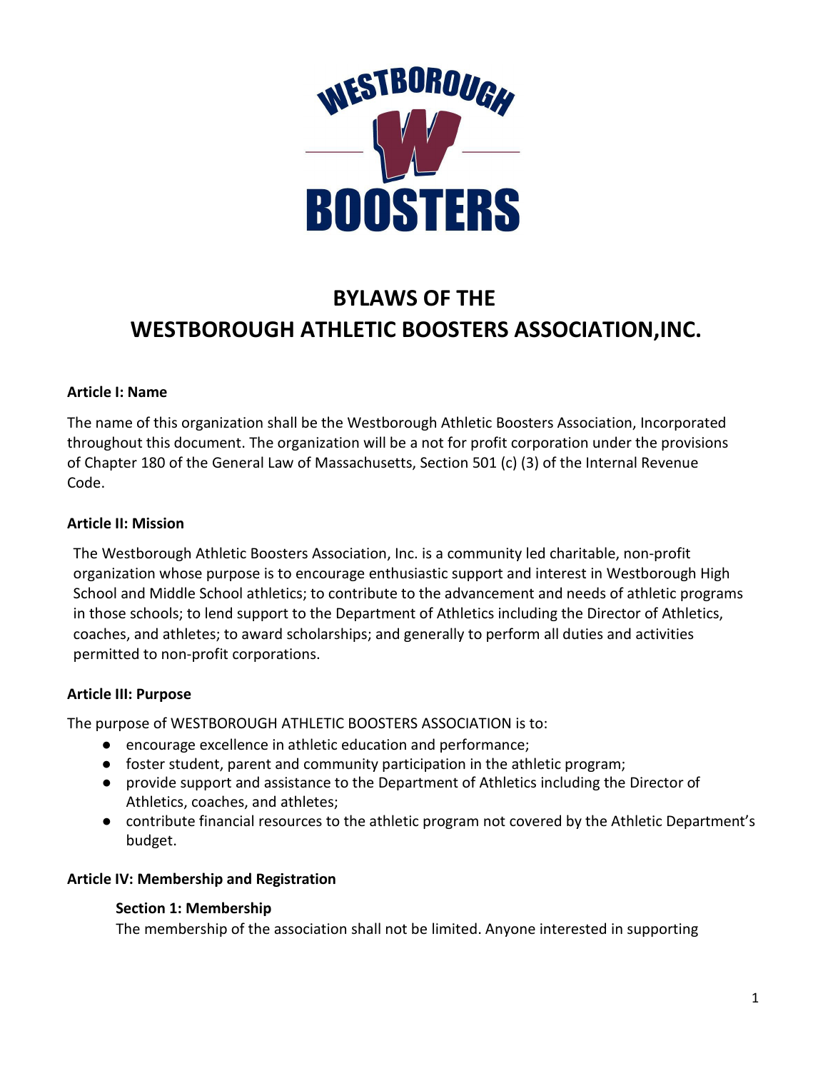# BYLAWS OF THE WESTBOROUGH ATHLETIC BOOSTERS ASSOCIATION,INC.

**Article I: Name**

The name of this organization shall be the Westborough Athletic Boosters Association, Incorporated throughout this document. The organization will be a not for profit corporation under the provisions of Chapter 180 of the General Law of Massachusetts, Section 501 (c) (3) of the Internal Revenue Code.

**Article II: Mission**

The Westborough Athletic Boosters Association, Inc. is a community led charitable, non-profit organization whose purpose is to encourage enthusiastic support and interest in Westborough High School and Middle School athletics; to contribute to the advancement and needs of athletic programs in those schools; to lend support to the Department of Athletics including the Director of Athletics, coaches, and athletes; to award scholarships; and generally to perform all duties and activities permitted to non-profit corporations.

**Article III: Purpose**

The purpose of WESTBOROUGH ATHLETIC BOOSTERS ASSOCIATION is to:

- encourage excellence in athletic education and performance;
- foster student, parent and community participation in the athletic program;
- provide support and assistance to the Department of Athletics including the Director of Athletics, coaches, and athletes;
- contribute financial resources to the athletic program not covered by the Athletic Department's budget.

**Article IV: Membership and Registration**

**Section 1: Membership**

The membership of the association shall not be limited. Anyone interested in supporting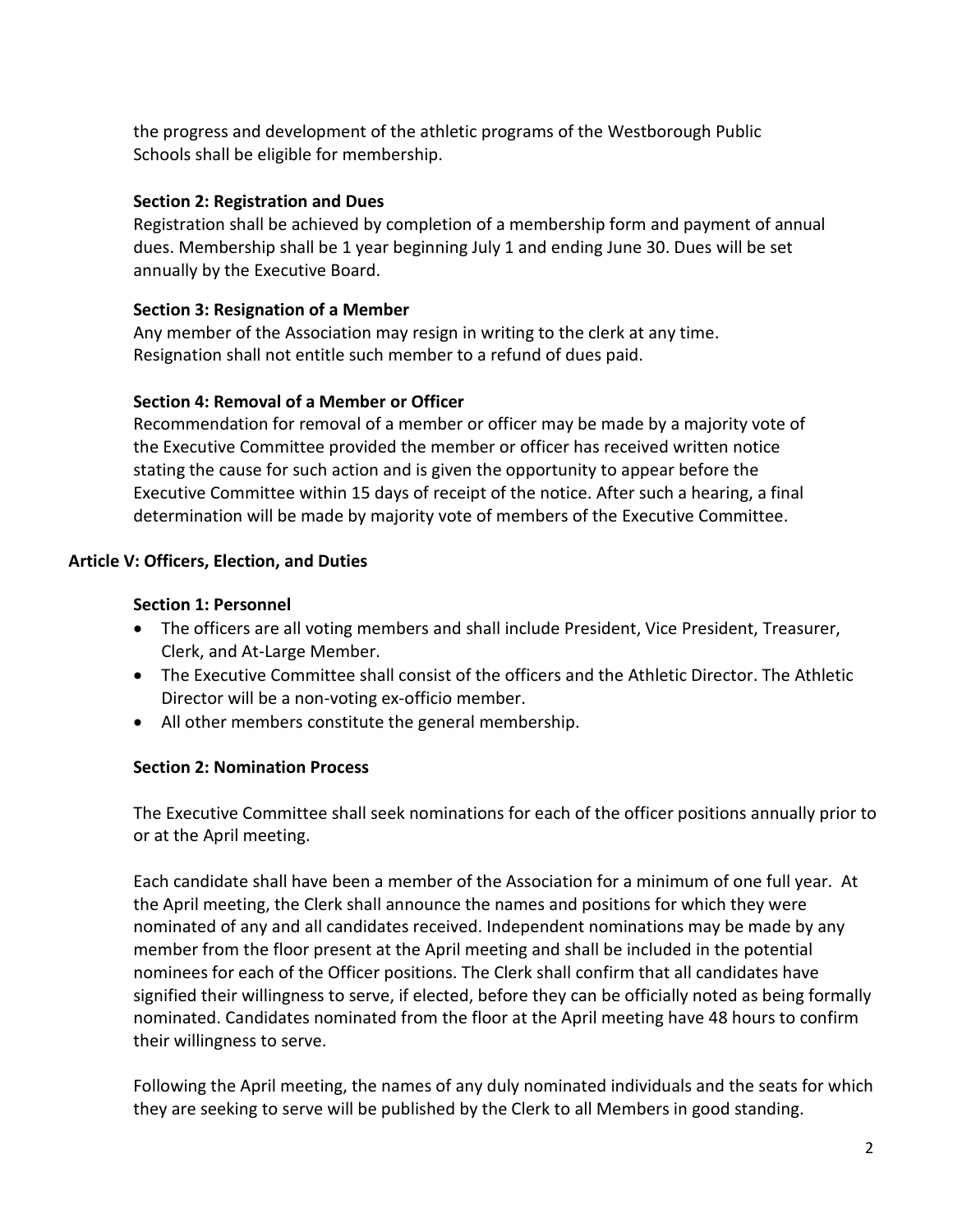the progress and development of the athletic programs of the Westborough Public Schools shall be eligible for membership.

**Section 2: Registration and Dues**

Registration shall be achieved by completion of a membership form and payment of annual dues. Membership shall be 1 year beginning July 1 and ending June 30. Dues will be set annually by the Executive Board.

**Section 3: Resignation of a Member**

Any member of the Association may resign in writing to the clerk at any time. Resignation shall not entitle such member to a refund of dues paid.

**Section 4: Removal of a Member or Officer**

Recommendation for removal of a member or officer may be made by a majority vote of the Executive Committee provided the member or officer has received written notice stating the cause for such action and is given the opportunity to appear before the Executive Committee within 15 days of receipt of the notice. After such a hearing, a final determination will be made by majority vote of members of the Executive Committee.

## Article V: Officers, Election, and Duties

**Section 1: Personnel**

- The officers are all voting members and shall include President, Vice President, Treasurer, Clerk, and At-Large Member.
- The Executive Committee shall consist of the officers and the Athletic Director. The Athletic Director will be a non-voting ex-officio member.
- All other members constitute the general membership.

**Section 2: Nomination Process**

The Executive Committee shall seek nominations for each of the officer positions annually prior to or at the April meeting.

Each candidate shall have been a member of the Association for a minimum of one full year. At the April meeting, the Clerk shall announce the names and positions for which they were nominated of any and all candidates received. Independent nominations may be made by any member from the floor present at the April meeting and shall be included in the potential nominees for each of the Officer positions. The Clerk shall confirm that all candidates have signified their willingness to serve, if elected, before they can be officially noted as being formally nominated. Candidates nominated from the floor at the April meeting have 48 hours to confirm their willingness to serve.

Following the April meeting, the names of any duly nominated individuals and the seats for which they are seeking to serve will be published by the Clerk to all Members in good standing.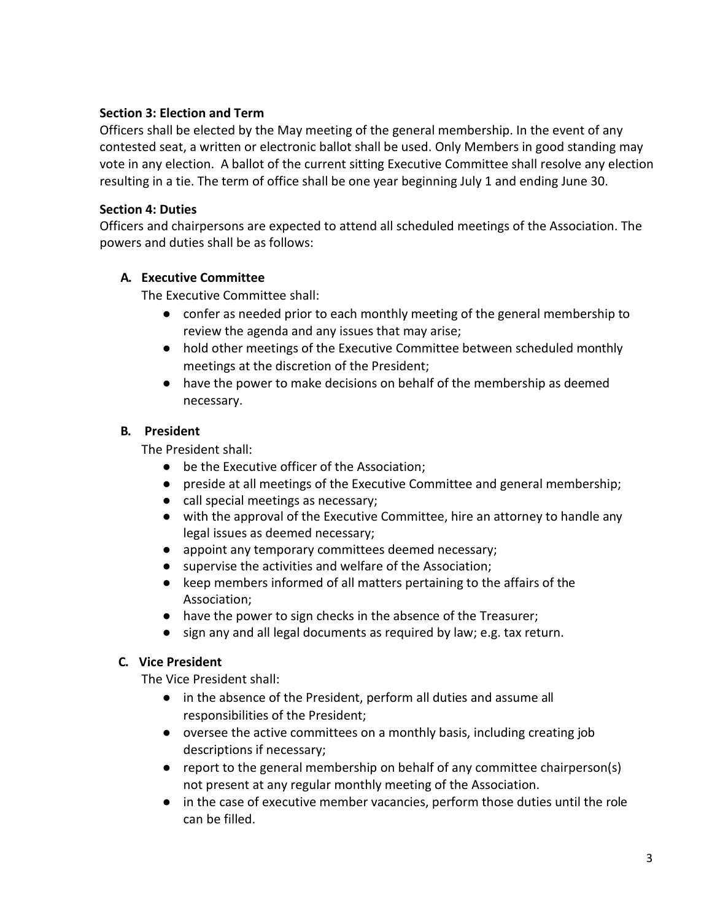**Section 3: Election and Term**

Officers shall be elected by the May meeting of the general membership. In the event of any contested seat, a written or electronic ballot shall be used. Only Members in good standing may vote in any election. A ballot of the current sitting Executive Committee shall resolve any election resulting in a tie. The term of office shall be one year beginning July 1 and ending June 30.

**Section 4: Duties**

Officers and chairpersons are expected to attend all scheduled meetings of the Association. The powers and duties shall be as follows:

**A. Executive Committee**

The Executive Committee shall:

- confer as needed prior to each monthly meeting of the general membership to review the agenda and any issues that may arise;
- hold other meetings of the Executive Committee between scheduled monthly meetings at the discretion of the President;
- have the power to make decisions on behalf of the membership as deemed necessary.

**B. President**

The President shall:

- be the Executive officer of the Association;
- preside at all meetings of the Executive Committee and general membership;
- call special meetings as necessary;
- with the approval of the Executive Committee, hire an attorney to handle any legal issues as deemed necessary;
- appoint any temporary committees deemed necessary;
- supervise the activities and welfare of the Association;
- keep members informed of all matters pertaining to the affairs of the Association;
- have the power to sign checks in the absence of the Treasurer;
- sign any and all legal documents as required by law; e.g. tax return.

**C. Vice President**

The Vice President shall:

- in the absence of the President, perform all duties and assume all responsibilities of the President;
- oversee the active committees on a monthly basis, including creating job descriptions if necessary;
- report to the general membership on behalf of any committee chairperson(s) not present at any regular monthly meeting of the Association.
- in the case of executive member vacancies, perform those duties until the role can be filled.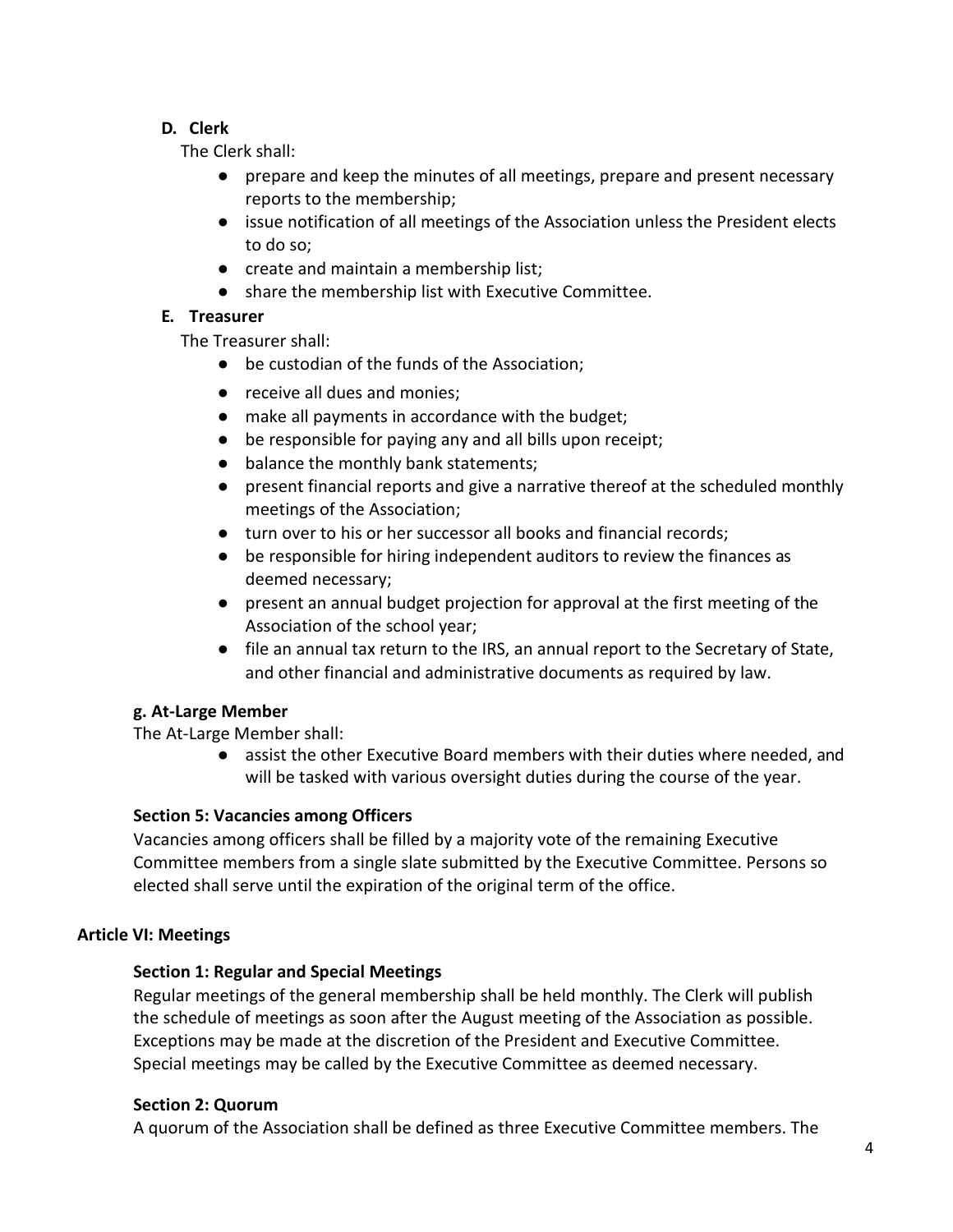**D. Clerk**

The Clerk shall:

- prepare and keep the minutes of all meetings, prepare and present necessary reports to the membership;
- issue notification of all meetings of the Association unless the President elects to do so;
- create and maintain a membership list;
- share the membership list with Executive Committee.

**E. Treasurer**

The Treasurer shall:

- be custodian of the funds of the Association;
- receive all dues and monies;
- make all payments in accordance with the budget;
- be responsible for paying any and all bills upon receipt;
- balance the monthly bank statements;
- present financial reports and give a narrative thereof at the scheduled monthly meetings of the Association;
- turn over to his or her successor all books and financial records;
- be responsible for hiring independent auditors to review the finances as deemed necessary;
- present an annual budget projection for approval at the first meeting of the Association of the school year;
- file an annual tax return to the IRS, an annual report to the Secretary of State, and other financial and administrative documents as required by law.

**g. At-Large Member**

The At-Large Member shall:

- assist the other Executive Board members with their duties where needed, and will be tasked with various oversight duties during the course of the year.

**Section 5: Vacancies among Officers**

Vacancies among officers shall be filled by a majority vote of the remaining Executive Committee members from a single slate submitted by the Executive Committee. Persons so elected shall serve until the expiration of the original term of the office.

## Article VI: Meetings

**Section 1: Regular and Special Meetings**

Regular meetings of the general membership shall be held monthly. The Clerk will publish the schedule of meetings as soon after the August meeting of the Association as possible. Exceptions may be made at the discretion of the President and Executive Committee. Special meetings may be called by the Executive Committee as deemed necessary.

**Section 2: Quorum**

A quorum of the Association shall be defined as three Executive Committee members. The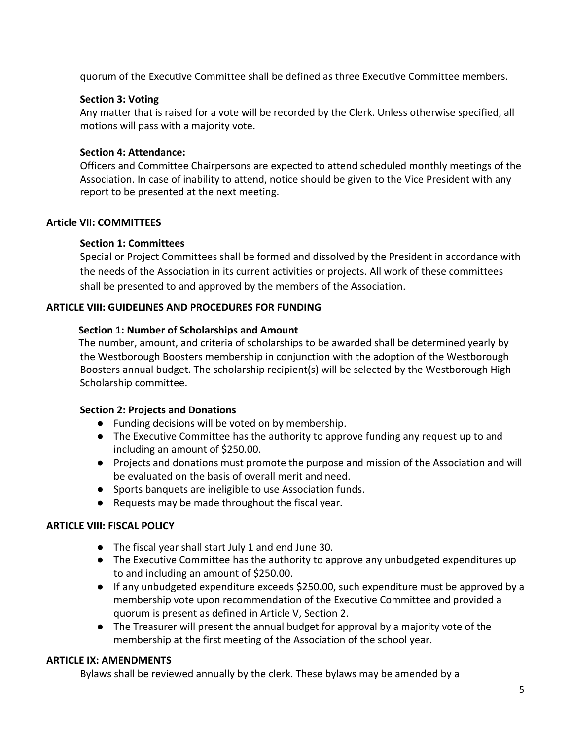quorum of the Executive Committee shall be defined as three Executive Committee members.

**Section 3: Voting**

Any matter that is raised for a vote will be recorded by the Clerk. Unless otherwise specified, all motions will pass with a majority vote.

**Section 4: Attendance:**

Officers and Committee Chairpersons are expected to attend scheduled monthly meetings of the Association. In case of inability to attend, notice should be given to the Vice President with any report to be presented at the next meeting.

## Article VII: COMMITTEES

**Section 1: Committees**

Special or Project Committees shall be formed and dissolved by the President in accordance with the needs of the Association in its current activities or projects. All work of these committees shall be presented to and approved by the members of the Association.

## ARTICLE VIII: GUIDELINES AND PROCEDURES FOR FUNDING

**Section 1: Number of Scholarships and Amount**

The number, amount, and criteria of scholarships to be awarded shall be determined yearly by the Westborough Boosters membership in conjunction with the adoption of the Westborough Boosters annual budget. The scholarship recipient(s) will be selected by the Westborough High Scholarship committee.

**Section 2: Projects and Donations**

- Funding decisions will be voted on by membership.
- The Executive Committee has the authority to approve funding any request up to and including an amount of $250.00.
- Projects and donations must promote the purpose and mission of the Association and will be evaluated on the basis of overall merit and need.
- Sports banquets are ineligible to use Association funds.
- Requests may be made throughout the fiscal year.

## ARTICLE VIII: FISCAL POLICY

- The fiscal year shall start July 1 and end June 30.
- The Executive Committee has the authority to approve any unbudgeted expenditures up to and including an amount of $250.00.
- If any unbudgeted expenditure exceeds $250.00, such expenditure must be approved by a membership vote upon recommendation of the Executive Committee and provided a quorum is present as defined in Article V, Section 2.
- The Treasurer will present the annual budget for approval by a majority vote of the membership at the first meeting of the Association of the school year.

## ARTICLE IX: AMENDMENTS

Bylaws shall be reviewed annually by the clerk. These bylaws may be amended by a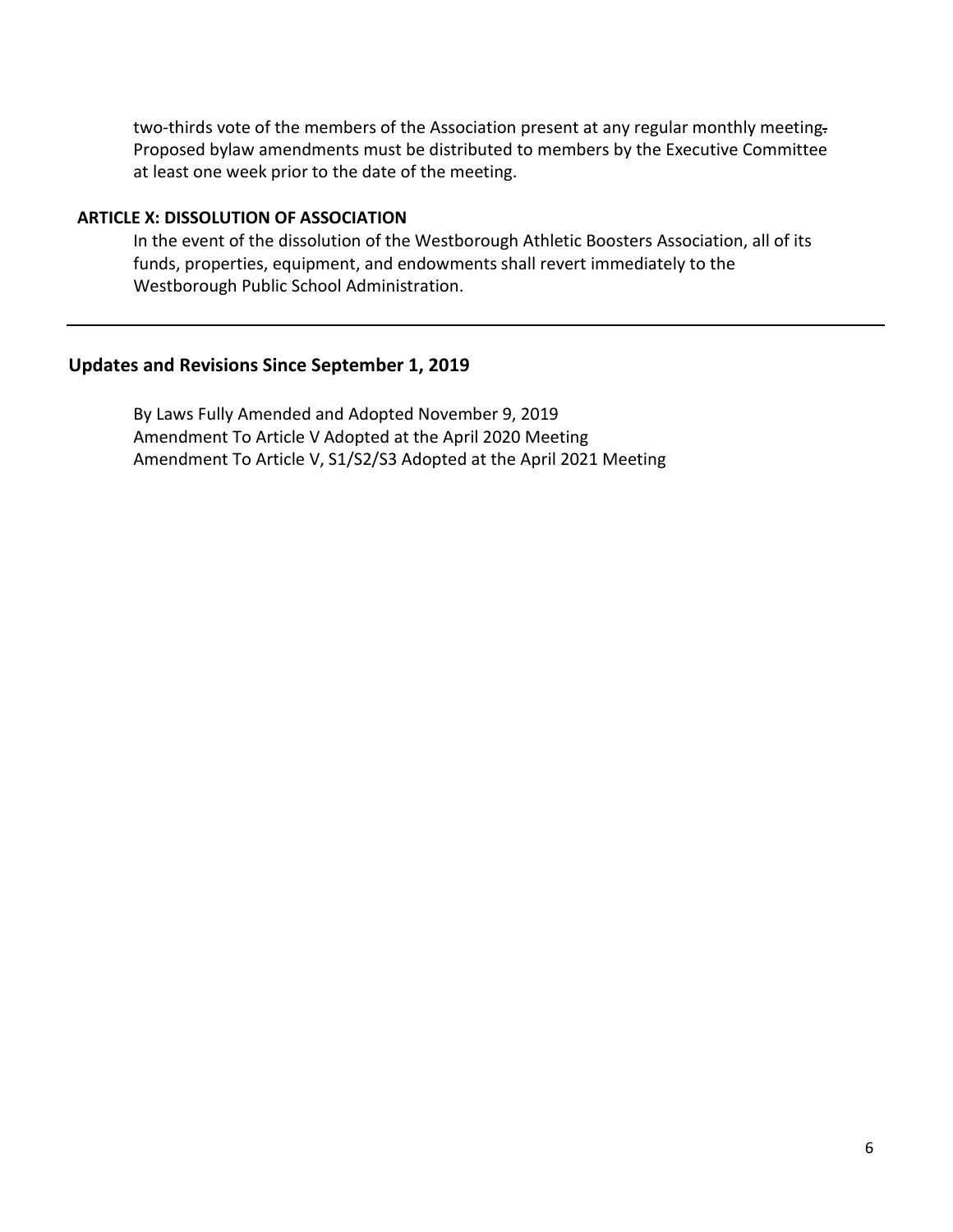two-thirds vote of the members of the Association present at any regular monthly meeting. Proposed bylaw amendments must be distributed to members by the Executive Committee at least one week prior to the date of the meeting.

**ARTICLE X: DISSOLUTION OF ASSOCIATION**

In the event of the dissolution of the Westborough Athletic Boosters Association, all of its funds, properties, equipment, and endowments shall revert immediately to the Westborough Public School Administration.

---

## Updates and Revisions Since September 1, 2019

By Laws Fully Amended and Adopted November 9, 2019
Amendment To Article V Adopted at the April 2020 Meeting
Amendment To Article V, S1/S2/S3 Adopted at the April 2021 Meeting